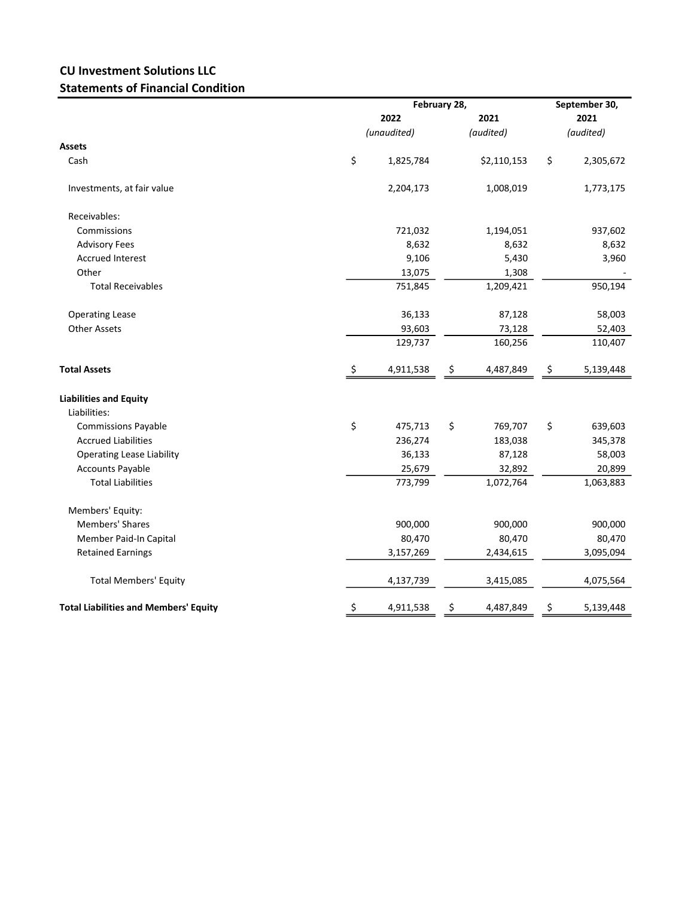**CU Investment Solutions LLC**

**Statements of Financial Condition**

| | February 28, 2022 *(unaudited)* | February 28, 2021 *(audited)* | September 30, 2021 *(audited)* |
|---|---|---|---|
| **Assets** | | | |
| Cash | $ 1,825,784 | $2,110,153 | $ 2,305,672 |
| Investments, at fair value | 2,204,173 | 1,008,019 | 1,773,175 |
| Receivables: | | | |
| Commissions | 721,032 | 1,194,051 | 937,602 |
| Advisory Fees | 8,632 | 8,632 | 8,632 |
| Accrued Interest | 9,106 | 5,430 | 3,960 |
| Other | 13,075 | 1,308 | - |
| Total Receivables | 751,845 | 1,209,421 | 950,194 |
| Operating Lease | 36,133 | 87,128 | 58,003 |
| Other Assets | 93,603 | 73,128 | 52,403 |
| | 129,737 | 160,256 | 110,407 |
| **Total Assets** | $ 4,911,538 | $ 4,487,849 | $ 5,139,448 |
| **Liabilities and Equity** | | | |
| Liabilities: | | | |
| Commissions Payable | $ 475,713 | $ 769,707 | $ 639,603 |
| Accrued Liabilities | 236,274 | 183,038 | 345,378 |
| Operating Lease Liability | 36,133 | 87,128 | 58,003 |
| Accounts Payable | 25,679 | 32,892 | 20,899 |
| Total Liabilities | 773,799 | 1,072,764 | 1,063,883 |
| Members' Equity: | | | |
| Members' Shares | 900,000 | 900,000 | 900,000 |
| Member Paid-In Capital | 80,470 | 80,470 | 80,470 |
| Retained Earnings | 3,157,269 | 2,434,615 | 3,095,094 |
| Total Members' Equity | 4,137,739 | 3,415,085 | 4,075,564 |
| **Total Liabilities and Members' Equity** | $ 4,911,538 | $ 4,487,849 | $ 5,139,448 |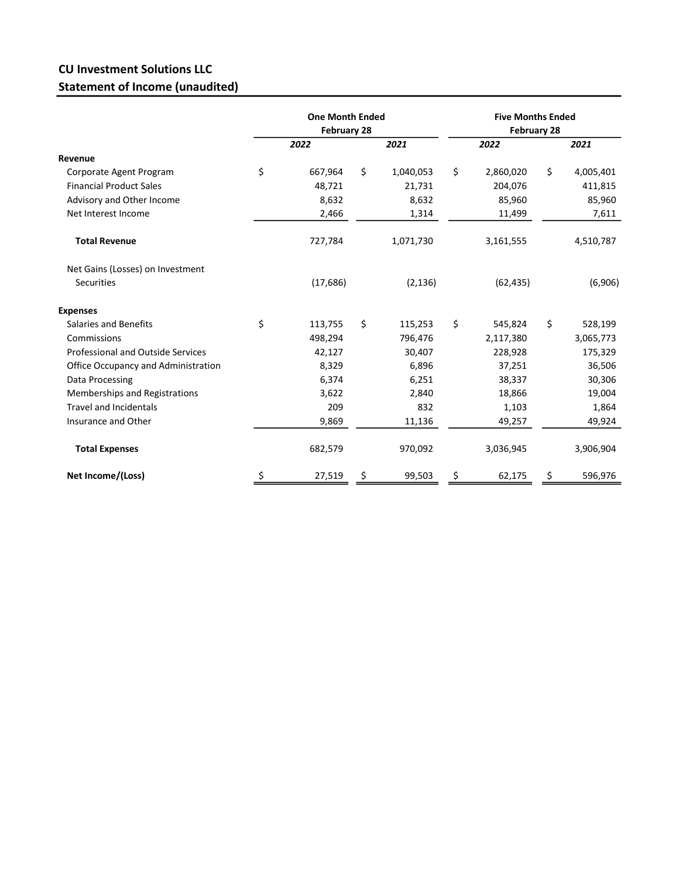## CU Investment Solutions LLC
## Statement of Income (unaudited)

| | One Month Ended February 28 | | Five Months Ended February 28 | |
|---|---|---|---|---|
| | *2022* | *2021* | *2022* | *2021* |
| **Revenue** | | | | |
| Corporate Agent Program | $ 667,964 | $ 1,040,053 | $ 2,860,020 | $ 4,005,401 |
| Financial Product Sales | 48,721 | 21,731 | 204,076 | 411,815 |
| Advisory and Other Income | 8,632 | 8,632 | 85,960 | 85,960 |
| Net Interest Income | 2,466 | 1,314 | 11,499 | 7,611 |
| **Total Revenue** | 727,784 | 1,071,730 | 3,161,555 | 4,510,787 |
| Net Gains (Losses) on Investment Securities | (17,686) | (2,136) | (62,435) | (6,906) |
| **Expenses** | | | | |
| Salaries and Benefits | $ 113,755 | $ 115,253 | $ 545,824 | $ 528,199 |
| Commissions | 498,294 | 796,476 | 2,117,380 | 3,065,773 |
| Professional and Outside Services | 42,127 | 30,407 | 228,928 | 175,329 |
| Office Occupancy and Administration | 8,329 | 6,896 | 37,251 | 36,506 |
| Data Processing | 6,374 | 6,251 | 38,337 | 30,306 |
| Memberships and Registrations | 3,622 | 2,840 | 18,866 | 19,004 |
| Travel and Incidentals | 209 | 832 | 1,103 | 1,864 |
| Insurance and Other | 9,869 | 11,136 | 49,257 | 49,924 |
| **Total Expenses** | 682,579 | 970,092 | 3,036,945 | 3,906,904 |
| **Net Income/(Loss)** | $ 27,519 | $ 99,503 | $ 62,175 | $ 596,976 |